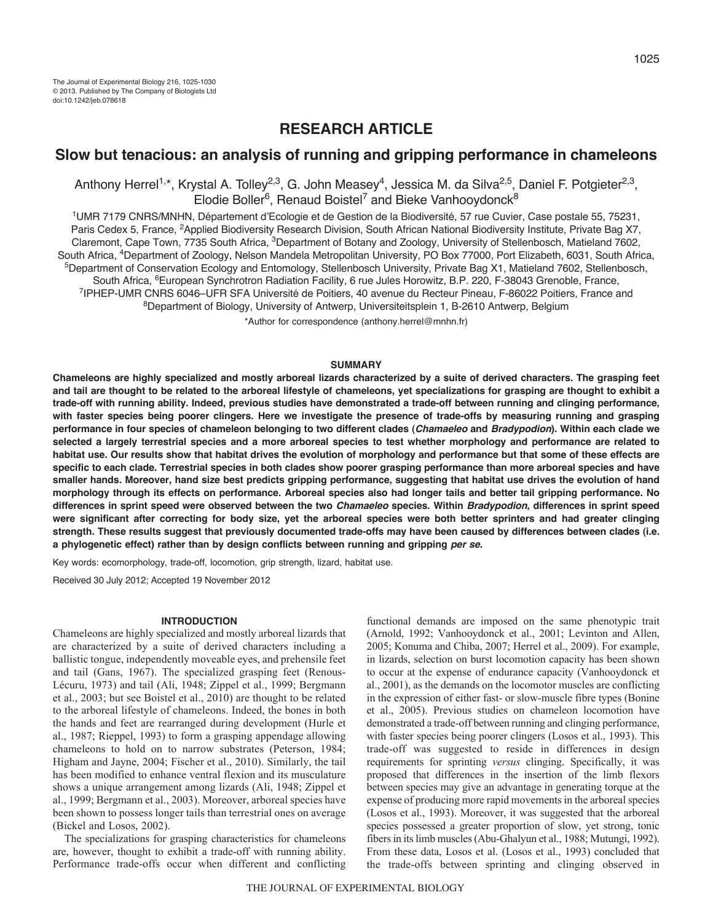## RESEARCH ARTICLE

# Slow but tenacious: an analysis of running and gripping performance in chameleons

Anthony Herrel[1,*], Krystal A. Tolley[2,3], G. John Measey[4], Jessica M. da Silva[2,5], Daniel F. Potgieter[2,3], Elodie Boller[6], Renaud Boistel[7] and Bieke Vanhooydonck[8]

[1]UMR 7179 CNRS/MNHN, Département d'Ecologie et de Gestion de la Biodiversité, 57 rue Cuvier, Case postale 55, 75231, Paris Cedex 5, France, [2]Applied Biodiversity Research Division, South African National Biodiversity Institute, Private Bag X7, Claremont, Cape Town, 7735 South Africa, [3]Department of Botany and Zoology, University of Stellenbosch, Matieland 7602, South Africa, [4]Department of Zoology, Nelson Mandela Metropolitan University, PO Box 77000, Port Elizabeth, 6031, South Africa, [5]Department of Conservation Ecology and Entomology, Stellenbosch University, Private Bag X1, Matieland 7602, Stellenbosch, South Africa, [6]European Synchrotron Radiation Facility, 6 rue Jules Horowitz, B.P. 220, F-38043 Grenoble, France, [7]IPHEP-UMR CNRS 6046–UFR SFA Université de Poitiers, 40 avenue du Recteur Pineau, F-86022 Poitiers, France and [8]Department of Biology, University of Antwerp, Universiteitsplein 1, B-2610 Antwerp, Belgium

*Author for correspondence (anthony.herrel@mnhn.fr)

## SUMMARY

**Chameleons are highly specialized and mostly arboreal lizards characterized by a suite of derived characters. The grasping feet and tail are thought to be related to the arboreal lifestyle of chameleons, yet specializations for grasping are thought to exhibit a trade-off with running ability. Indeed, previous studies have demonstrated a trade-off between running and clinging performance, with faster species being poorer clingers. Here we investigate the presence of trade-offs by measuring running and grasping performance in four species of chameleon belonging to two different clades (*Chamaeleo* and *Bradypodion*). Within each clade we selected a largely terrestrial species and a more arboreal species to test whether morphology and performance are related to habitat use. Our results show that habitat drives the evolution of morphology and performance but that some of these effects are specific to each clade. Terrestrial species in both clades show poorer grasping performance than more arboreal species and have smaller hands. Moreover, hand size best predicts gripping performance, suggesting that habitat use drives the evolution of hand morphology through its effects on performance. Arboreal species also had longer tails and better tail gripping performance. No differences in sprint speed were observed between the two *Chamaeleo* species. Within *Bradypodion*, differences in sprint speed were significant after correcting for body size, yet the arboreal species were both better sprinters and had greater clinging strength. These results suggest that previously documented trade-offs may have been caused by differences between clades (i.e. a phylogenetic effect) rather than by design conflicts between running and gripping *per se*.**

Key words: ecomorphology, trade-off, locomotion, grip strength, lizard, habitat use.

Received 30 July 2012; Accepted 19 November 2012

## INTRODUCTION

Chameleons are highly specialized and mostly arboreal lizards that are characterized by a suite of derived characters including a ballistic tongue, independently moveable eyes, and prehensile feet and tail (Gans, 1967). The specialized grasping feet (Renous-Lécuru, 1973) and tail (Ali, 1948; Zippel et al., 1999; Bergmann et al., 2003; but see Boistel et al., 2010) are thought to be related to the arboreal lifestyle of chameleons. Indeed, the bones in both the hands and feet are rearranged during development (Hurle et al., 1987; Rieppel, 1993) to form a grasping appendage allowing chameleons to hold on to narrow substrates (Peterson, 1984; Higham and Jayne, 2004; Fischer et al., 2010). Similarly, the tail has been modified to enhance ventral flexion and its musculature shows a unique arrangement among lizards (Ali, 1948; Zippel et al., 1999; Bergmann et al., 2003). Moreover, arboreal species have been shown to possess longer tails than terrestrial ones on average (Bickel and Losos, 2002).

The specializations for grasping characteristics for chameleons are, however, thought to exhibit a trade-off with running ability. Performance trade-offs occur when different and conflicting functional demands are imposed on the same phenotypic trait (Arnold, 1992; Vanhooydonck et al., 2001; Levinton and Allen, 2005; Konuma and Chiba, 2007; Herrel et al., 2009). For example, in lizards, selection on burst locomotion capacity has been shown to occur at the expense of endurance capacity (Vanhooydonck et al., 2001), as the demands on the locomotor muscles are conflicting in the expression of either fast- or slow-muscle fibre types (Bonine et al., 2005). Previous studies on chameleon locomotion have demonstrated a trade-off between running and clinging performance, with faster species being poorer clingers (Losos et al., 1993). This trade-off was suggested to reside in differences in design requirements for sprinting *versus* clinging. Specifically, it was proposed that differences in the insertion of the limb flexors between species may give an advantage in generating torque at the expense of producing more rapid movements in the arboreal species (Losos et al., 1993). Moreover, it was suggested that the arboreal species possessed a greater proportion of slow, yet strong, tonic fibers in its limb muscles (Abu-Ghalyun et al., 1988; Mutungi, 1992). From these data, Losos et al. (Losos et al., 1993) concluded that the trade-offs between sprinting and clinging observed in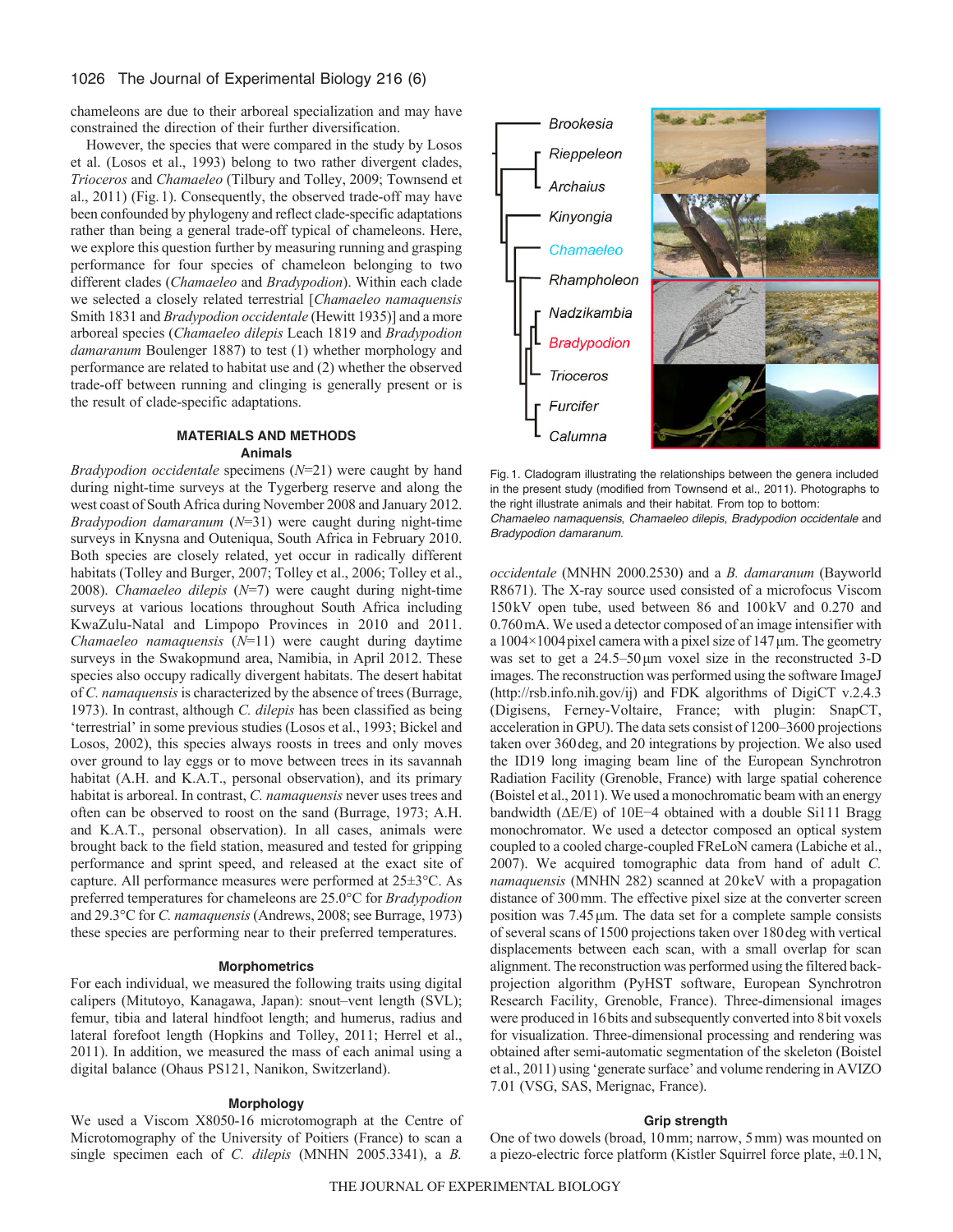chameleons are due to their arboreal specialization and may have constrained the direction of their further diversification.

However, the species that were compared in the study by Losos et al. (Losos et al., 1993) belong to two rather divergent clades, *Trioceros* and *Chamaeleo* (Tilbury and Tolley, 2009; Townsend et al., 2011) (Fig. 1). Consequently, the observed trade-off may have been confounded by phylogeny and reflect clade-specific adaptations rather than being a general trade-off typical of chameleons. Here, we explore this question further by measuring running and grasping performance for four species of chameleon belonging to two different clades (*Chamaeleo* and *Bradypodion*). Within each clade we selected a closely related terrestrial [*Chamaeleo namaquensis* Smith 1831 and *Bradypodion occidentale* (Hewitt 1935)] and a more arboreal species (*Chamaeleo dilepis* Leach 1819 and *Bradypodion damaranum* Boulenger 1887) to test (1) whether morphology and performance are related to habitat use and (2) whether the observed trade-off between running and clinging is generally present or is the result of clade-specific adaptations.

## MATERIALS AND METHODS

### Animals

*Bradypodion occidentale* specimens (*N*=21) were caught by hand during night-time surveys at the Tygerberg reserve and along the west coast of South Africa during November 2008 and January 2012. *Bradypodion damaranum* (*N*=31) were caught during night-time surveys in Knysna and Outeniqua, South Africa in February 2010. Both species are closely related, yet occur in radically different habitats (Tolley and Burger, 2007; Tolley et al., 2006; Tolley et al., 2008). *Chamaeleo dilepis* (*N*=7) were caught during night-time surveys at various locations throughout South Africa including KwaZulu-Natal and Limpopo Provinces in 2010 and 2011. *Chamaeleo namaquensis* (*N*=11) were caught during daytime surveys in the Swakopmund area, Namibia, in April 2012. These species also occupy radically divergent habitats. The desert habitat of *C. namaquensis* is characterized by the absence of trees (Burrage, 1973). In contrast, although *C. dilepis* has been classified as being 'terrestrial' in some previous studies (Losos et al., 1993; Bickel and Losos, 2002), this species always roosts in trees and only moves over ground to lay eggs or to move between trees in its savannah habitat (A.H. and K.A.T., personal observation), and its primary habitat is arboreal. In contrast, *C. namaquensis* never uses trees and often can be observed to roost on the sand (Burrage, 1973; A.H. and K.A.T., personal observation). In all cases, animals were brought back to the field station, measured and tested for gripping performance and sprint speed, and released at the exact site of capture. All performance measures were performed at 25±3°C. As preferred temperatures for chameleons are 25.0°C for *Bradypodion* and 29.3°C for *C. namaquensis* (Andrews, 2008; see Burrage, 1973) these species are performing near to their preferred temperatures.

### Morphometrics

For each individual, we measured the following traits using digital calipers (Mitutoyo, Kanagawa, Japan): snout–vent length (SVL); femur, tibia and lateral hindfoot length; and humerus, radius and lateral forefoot length (Hopkins and Tolley, 2011; Herrel et al., 2011). In addition, we measured the mass of each animal using a digital balance (Ohaus PS121, Nanikon, Switzerland).

### Morphology

We used a Viscom X8050-16 microtomograph at the Centre of Microtomography of the University of Poitiers (France) to scan a single specimen each of *C. dilepis* (MNHN 2005.3341), a *B. occidentale* (MNHN 2000.2530) and a *B. damaranum* (Bayworld R8671). The X-ray source used consisted of a microfocus Viscom 150 kV open tube, used between 86 and 100 kV and 0.270 and 0.760 mA. We used a detector composed of an image intensifier with a 1004×1004 pixel camera with a pixel size of 147 μm. The geometry was set to get a 24.5–50 μm voxel size in the reconstructed 3-D images. The reconstruction was performed using the software ImageJ (http://rsb.info.nih.gov/ij) and FDK algorithms of DigiCT v.2.4.3 (Digisens, Ferney-Voltaire, France; with plugin: SnapCT, acceleration in GPU). The data sets consist of 1200–3600 projections taken over 360 deg, and 20 integrations by projection. We also used the ID19 long imaging beam line of the European Synchrotron Radiation Facility (Grenoble, France) with large spatial coherence (Boistel et al., 2011). We used a monochromatic beam with an energy bandwidth (ΔE/E) of 10E−4 obtained with a double Si111 Bragg monochromator. We used a detector composed an optical system coupled to a cooled charge-coupled FReLoN camera (Labiche et al., 2007). We acquired tomographic data from hand of adult *C. namaquensis* (MNHN 282) scanned at 20 keV with a propagation distance of 300 mm. The effective pixel size at the converter screen position was 7.45 μm. The data set for a complete sample consists of several scans of 1500 projections taken over 180 deg with vertical displacements between each scan, with a small overlap for scan alignment. The reconstruction was performed using the filtered back-projection algorithm (PyHST software, European Synchrotron Research Facility, Grenoble, France). Three-dimensional images were produced in 16 bits and subsequently converted into 8 bit voxels for visualization. Three-dimensional processing and rendering was obtained after semi-automatic segmentation of the skeleton (Boistel et al., 2011) using 'generate surface' and volume rendering in AVIZO 7.01 (VSG, SAS, Merignac, France).

### Grip strength

One of two dowels (broad, 10 mm; narrow, 5 mm) was mounted on a piezo-electric force platform (Kistler Squirrel force plate, ±0.1 N,

Fig. 1. Cladogram illustrating the relationships between the genera included in the present study (modified from Townsend et al., 2011). Photographs to the right illustrate animals and their habitat. From top to bottom: *Chamaeleo namaquensis*, *Chamaeleo dilepis*, *Bradypodion occidentale* and *Bradypodion damaranum*.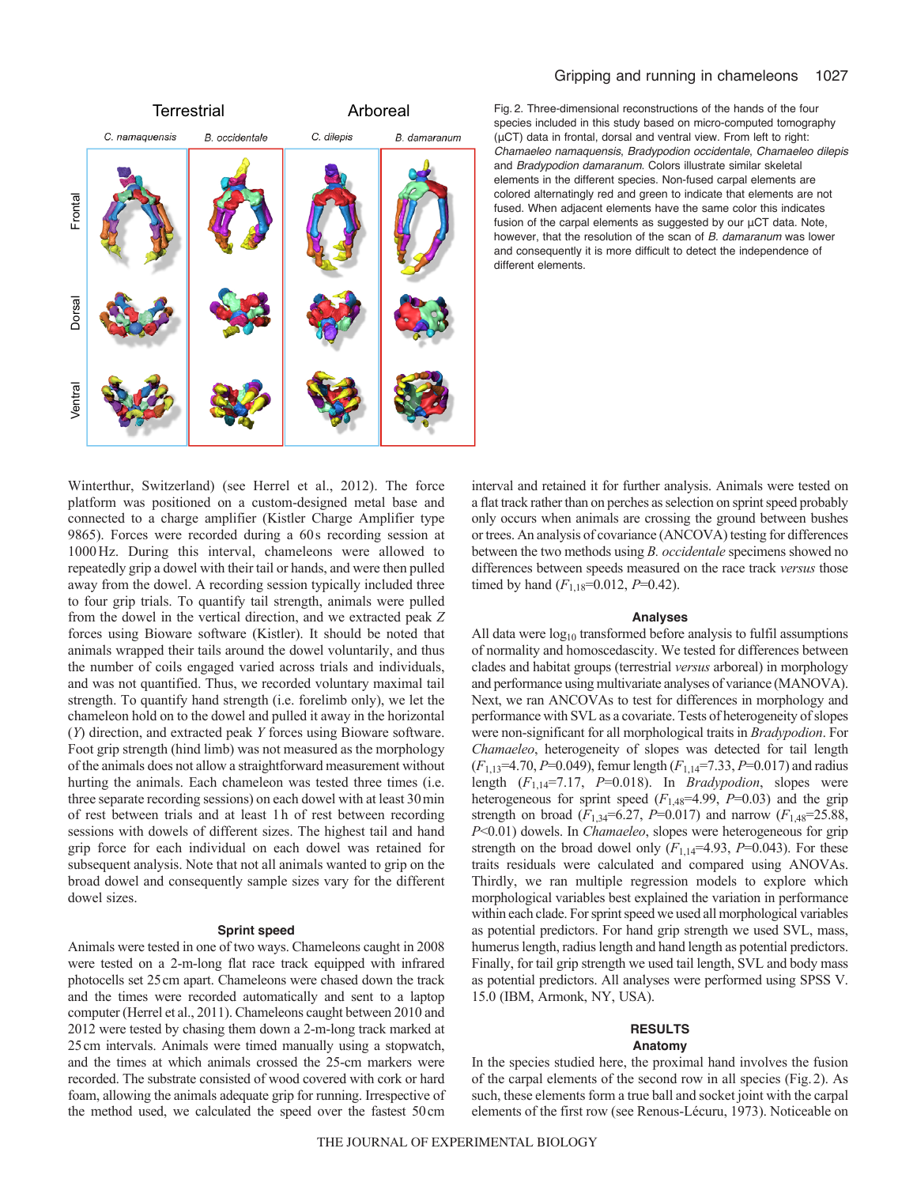Fig. 2. Three-dimensional reconstructions of the hands of the four species included in this study based on micro-computed tomography (μCT) data in frontal, dorsal and ventral view. From left to right: *Chamaeleo namaquensis, Bradypodion occidentale, Chamaeleo dilepis* and *Bradypodion damaranum*. Colors illustrate similar skeletal elements in the different species. Non-fused carpal elements are colored alternatingly red and green to indicate that elements are not fused. When adjacent elements have the same color this indicates fusion of the carpal elements as suggested by our μCT data. Note, however, that the resolution of the scan of *B. damaranum* was lower and consequently it is more difficult to detect the independence of different elements.

Winterthur, Switzerland) (see Herrel et al., 2012). The force platform was positioned on a custom-designed metal base and connected to a charge amplifier (Kistler Charge Amplifier type 9865). Forces were recorded during a 60 s recording session at 1000 Hz. During this interval, chameleons were allowed to repeatedly grip a dowel with their tail or hands, and were then pulled away from the dowel. A recording session typically included three to four grip trials. To quantify tail strength, animals were pulled from the dowel in the vertical direction, and we extracted peak *Z* forces using Bioware software (Kistler). It should be noted that animals wrapped their tails around the dowel voluntarily, and thus the number of coils engaged varied across trials and individuals, and was not quantified. Thus, we recorded voluntary maximal tail strength. To quantify hand strength (i.e. forelimb only), we let the chameleon hold on to the dowel and pulled it away in the horizontal (*Y*) direction, and extracted peak *Y* forces using Bioware software. Foot grip strength (hind limb) was not measured as the morphology of the animals does not allow a straightforward measurement without hurting the animals. Each chameleon was tested three times (i.e. three separate recording sessions) on each dowel with at least 30 min of rest between trials and at least 1 h of rest between recording sessions with dowels of different sizes. The highest tail and hand grip force for each individual on each dowel was retained for subsequent analysis. Note that not all animals wanted to grip on the broad dowel and consequently sample sizes vary for the different dowel sizes.

### Sprint speed

Animals were tested in one of two ways. Chameleons caught in 2008 were tested on a 2-m-long flat race track equipped with infrared photocells set 25 cm apart. Chameleons were chased down the track and the times were recorded automatically and sent to a laptop computer (Herrel et al., 2011). Chameleons caught between 2010 and 2012 were tested by chasing them down a 2-m-long track marked at 25 cm intervals. Animals were timed manually using a stopwatch, and the times at which animals crossed the 25-cm markers were recorded. The substrate consisted of wood covered with cork or hard foam, allowing the animals adequate grip for running. Irrespective of the method used, we calculated the speed over the fastest 50 cm interval and retained it for further analysis. Animals were tested on a flat track rather than on perches as selection on sprint speed probably only occurs when animals are crossing the ground between bushes or trees. An analysis of covariance (ANCOVA) testing for differences between the two methods using *B. occidentale* specimens showed no differences between speeds measured on the race track *versus* those timed by hand ($F_{1,18}$=0.012, $P$=0.42).

### Analyses

All data were $\log_{10}$ transformed before analysis to fulfil assumptions of normality and homoscedascity. We tested for differences between clades and habitat groups (terrestrial *versus* arboreal) in morphology and performance using multivariate analyses of variance (MANOVA). Next, we ran ANCOVAs to test for differences in morphology and performance with SVL as a covariate. Tests of heterogeneity of slopes were non-significant for all morphological traits in *Bradypodion*. For *Chamaeleo*, heterogeneity of slopes was detected for tail length ($F_{1,13}$=4.70, $P$=0.049), femur length ($F_{1,14}$=7.33, $P$=0.017) and radius length ($F_{1,14}$=7.17, $P$=0.018). In *Bradypodion*, slopes were heterogeneous for sprint speed ($F_{1,48}$=4.99, $P$=0.03) and the grip strength on broad ($F_{1,34}$=6.27, $P$=0.017) and narrow ($F_{1,48}$=25.88, $P$<0.01) dowels. In *Chamaeleo*, slopes were heterogeneous for grip strength on the broad dowel only ($F_{1,14}$=4.93, $P$=0.043). For these traits residuals were calculated and compared using ANOVAs. Thirdly, we ran multiple regression models to explore which morphological variables best explained the variation in performance within each clade. For sprint speed we used all morphological variables as potential predictors. For hand grip strength we used SVL, mass, humerus length, radius length and hand length as potential predictors. Finally, for tail grip strength we used tail length, SVL and body mass as potential predictors. All analyses were performed using SPSS V. 15.0 (IBM, Armonk, NY, USA).

## RESULTS

### Anatomy

In the species studied here, the proximal hand involves the fusion of the carpal elements of the second row in all species (Fig. 2). As such, these elements form a true ball and socket joint with the carpal elements of the first row (see Renous-Lécuru, 1973). Noticeable on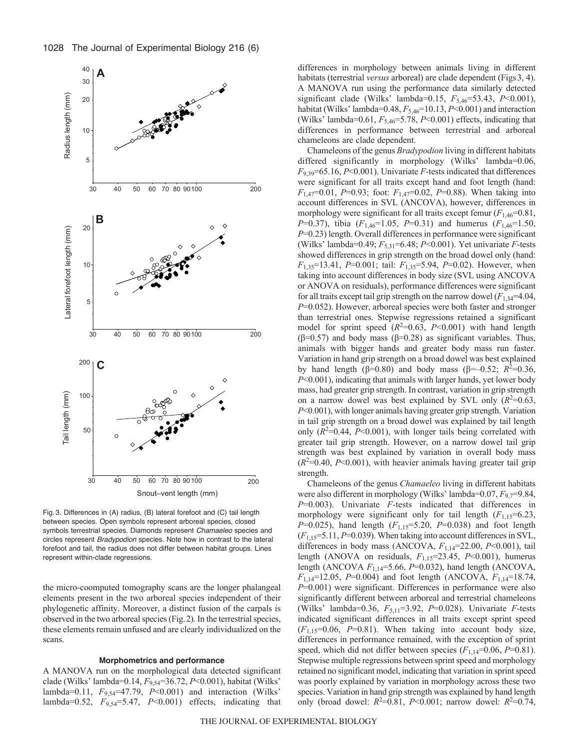Fig. 3. Differences in (A) radius, (B) lateral forefoot and (C) tail length between species. Open symbols represent arboreal species, closed symbols terrestrial species. Diamonds represent *Chamaeleo* species and circles represent *Bradypodion* species. Note how in contrast to the lateral forefoot and tail, the radius does not differ between habitat groups. Lines represent within-clade regressions.

the micro-coomputed tomography scans are the longer phalangeal elements present in the two arboreal species independent of their phylogenetic affinity. Moreover, a distinct fusion of the carpals is observed in the two arboreal species (Fig. 2). In the terrestrial species, these elements remain unfused and are clearly individualized on the scans.

### Morphometrics and performance

A MANOVA run on the morphological data detected significant clade (Wilks' lambda=0.14, $F_{9,54}$=36.72, $P$<0.001), habitat (Wilks' lambda=0.11, $F_{9,54}$=47.79, $P$<0.001) and interaction (Wilks' lambda=0.52, $F_{9,54}$=5.47, $P$<0.001) effects, indicating that differences in morphology between animals living in different habitats (terrestrial *versus* arboreal) are clade dependent (Figs 3, 4). A MANOVA run using the performance data similarly detected significant clade (Wilks' lambda=0.15, $F_{5,46}$=53.43, $P$<0.001), habitat (Wilks' lambda=0.48, $F_{5,46}$=10.13, $P$<0.001) and interaction (Wilks' lambda=0.61, $F_{5,46}$=5.78, $P$<0.001) effects, indicating that differences in performance between terrestrial and arboreal chameleons are clade dependent.

Chameleons of the genus *Bradypodion* living in different habitats differed significantly in morphology (Wilks' lambda=0.06, $F_{9,39}$=65.16, $P$<0.001). Univariate $F$-tests indicated that differences were significant for all traits except hand and foot length (hand: $F_{1,47}$=0.01, $P$=0.93; foot: $F_{1,47}$=0.02, $P$=0.88). When taking into account differences in SVL (ANCOVA), however, differences in morphology were significant for all traits except femur ($F_{1,46}$=0.81, $P$=0.37), tibia ($F_{1,46}$=1.05, $P$=0.31) and humerus ($F_{1,46}$=1.50, $P$=0.23) length. Overall differences in performance were significant (Wilks' lambda=0.49; $F_{5,31}$=6.48; $P$<0.001). Yet univariate $F$-tests showed differences in grip strength on the broad dowel only (hand: $F_{1,35}$=13.41, $P$=0.001; tail: $F_{1,35}$=5.94, $P$=0.02). However, when taking into account differences in body size (SVL using ANCOVA or ANOVA on residuals), performance differences were significant for all traits except tail grip strength on the narrow dowel ($F_{1,34}$=4.04, $P$=0.052). However, arboreal species were both faster and stronger than terrestrial ones. Stepwise regressions retained a significant model for sprint speed ($R^2$=0.63, $P$<0.001) with hand length (β=0.57) and body mass (β=0.28) as significant variables. Thus, animals with bigger hands and greater body mass run faster. Variation in hand grip strength on a broad dowel was best explained by hand length (β=0.80) and body mass (β=–0.52; $R^2$=0.36, $P$<0.001), indicating that animals with larger hands, yet lower body mass, had greater grip strength. In contrast, variation in grip strength on a narrow dowel was best explained by SVL only ($R^2$=0.63, $P$<0.001), with longer animals having greater grip strength. Variation in tail grip strength on a broad dowel was explained by tail length only ($R^2$=0.44, $P$<0.001), with longer tails being correlated with greater tail grip strength. However, on a narrow dowel tail grip strength was best explained by variation in overall body mass ($R^2$=0.40, $P$<0.001), with heavier animals having greater tail grip strength.

Chameleons of the genus *Chamaeleo* living in different habitats were also different in morphology (Wilks' lambda=0.07, $F_{9,7}$=9.84, $P$=0.003). Univariate $F$-tests indicated that differences in morphology were significant only for tail length ($F_{1,15}$=6.23, $P$=0.025), hand length ($F_{1,15}$=5.20, $P$=0.038) and foot length ($F_{1,15}$=5.11, $P$=0.039). When taking into account differences in SVL, differences in body mass (ANCOVA, $F_{1,14}$=22.00, $P$<0.001), tail length (ANOVA on residuals, $F_{1,15}$=23.45, $P$<0.001), humerus length (ANCOVA $F_{1,14}$=5.66, $P$=0.032), hand length (ANCOVA, $F_{1,14}$=12.05, $P$=0.004) and foot length (ANCOVA, $F_{1,14}$=18.74, $P$=0.001) were significant. Differences in performance were also significantly different between arboreal and terrestrial chameleons (Wilks' lambda=0.36, $F_{5,11}$=3.92, $P$=0.028). Univariate $F$-tests indicated significant differences in all traits except sprint speed ($F_{1,15}$=0.06, $P$=0.81). When taking into account body size, differences in performance remained, with the exception of sprint speed, which did not differ between species ($F_{1,14}$=0.06, $P$=0.81). Stepwise multiple regressions between sprint speed and morphology retained no significant model, indicating that variation in sprint speed was poorly explained by variation in morphology across these two species. Variation in hand grip strength was explained by hand length only (broad dowel: $R^2$=0.81, $P$<0.001; narrow dowel: $R^2$=0.74,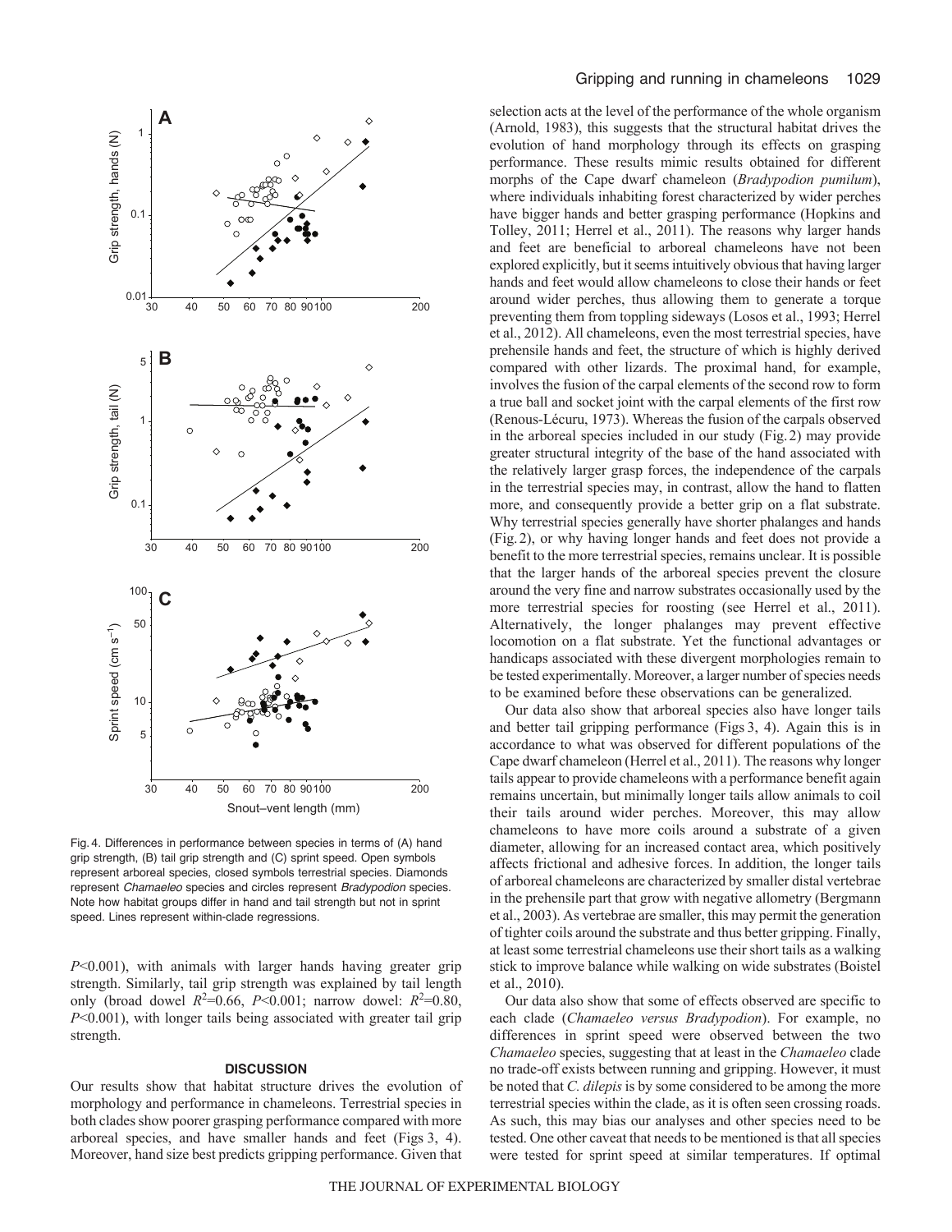Fig. 4. Differences in performance between species in terms of (A) hand grip strength, (B) tail grip strength and (C) sprint speed. Open symbols represent arboreal species, closed symbols terrestrial species. Diamonds represent *Chamaeleo* species and circles represent *Bradypodion* species. Note how habitat groups differ in hand and tail strength but not in sprint speed. Lines represent within-clade regressions.

$P<0.001$), with animals with larger hands having greater grip strength. Similarly, tail grip strength was explained by tail length only (broad dowel $R^2=0.66$, $P<0.001$; narrow dowel: $R^2=0.80$, $P<0.001$), with longer tails being associated with greater tail grip strength.

## DISCUSSION

Our results show that habitat structure drives the evolution of morphology and performance in chameleons. Terrestrial species in both clades show poorer grasping performance compared with more arboreal species, and have smaller hands and feet (Figs 3, 4). Moreover, hand size best predicts gripping performance. Given that selection acts at the level of the performance of the whole organism (Arnold, 1983), this suggests that the structural habitat drives the evolution of hand morphology through its effects on grasping performance. These results mimic results obtained for different morphs of the Cape dwarf chameleon (*Bradypodion pumilum*), where individuals inhabiting forest characterized by wider perches have bigger hands and better grasping performance (Hopkins and Tolley, 2011; Herrel et al., 2011). The reasons why larger hands and feet are beneficial to arboreal chameleons have not been explored explicitly, but it seems intuitively obvious that having larger hands and feet would allow chameleons to close their hands or feet around wider perches, thus allowing them to generate a torque preventing them from toppling sideways (Losos et al., 1993; Herrel et al., 2012). All chameleons, even the most terrestrial species, have prehensile hands and feet, the structure of which is highly derived compared with other lizards. The proximal hand, for example, involves the fusion of the carpal elements of the second row to form a true ball and socket joint with the carpal elements of the first row (Renous-Lécuru, 1973). Whereas the fusion of the carpals observed in the arboreal species included in our study (Fig. 2) may provide greater structural integrity of the base of the hand associated with the relatively larger grasp forces, the independence of the carpals in the terrestrial species may, in contrast, allow the hand to flatten more, and consequently provide a better grip on a flat substrate. Why terrestrial species generally have shorter phalanges and hands (Fig. 2), or why having longer hands and feet does not provide a benefit to the more terrestrial species, remains unclear. It is possible that the larger hands of the arboreal species prevent the closure around the very fine and narrow substrates occasionally used by the more terrestrial species for roosting (see Herrel et al., 2011). Alternatively, the longer phalanges may prevent effective locomotion on a flat substrate. Yet the functional advantages or handicaps associated with these divergent morphologies remain to be tested experimentally. Moreover, a larger number of species needs to be examined before these observations can be generalized.

Our data also show that arboreal species also have longer tails and better tail gripping performance (Figs 3, 4). Again this is in accordance to what was observed for different populations of the Cape dwarf chameleon (Herrel et al., 2011). The reasons why longer tails appear to provide chameleons with a performance benefit again remains uncertain, but minimally longer tails allow animals to coil their tails around wider perches. Moreover, this may allow chameleons to have more coils around a substrate of a given diameter, allowing for an increased contact area, which positively affects frictional and adhesive forces. In addition, the longer tails of arboreal chameleons are characterized by smaller distal vertebrae in the prehensile part that grow with negative allometry (Bergmann et al., 2003). As vertebrae are smaller, this may permit the generation of tighter coils around the substrate and thus better gripping. Finally, at least some terrestrial chameleons use their short tails as a walking stick to improve balance while walking on wide substrates (Boistel et al., 2010).

Our data also show that some of effects observed are specific to each clade (*Chamaeleo versus Bradypodion*). For example, no differences in sprint speed were observed between the two *Chamaeleo* species, suggesting that at least in the *Chamaeleo* clade no trade-off exists between running and gripping. However, it must be noted that *C. dilepis* is by some considered to be among the more terrestrial species within the clade, as it is often seen crossing roads. As such, this may bias our analyses and other species need to be tested. One other caveat that needs to be mentioned is that all species were tested for sprint speed at similar temperatures. If optimal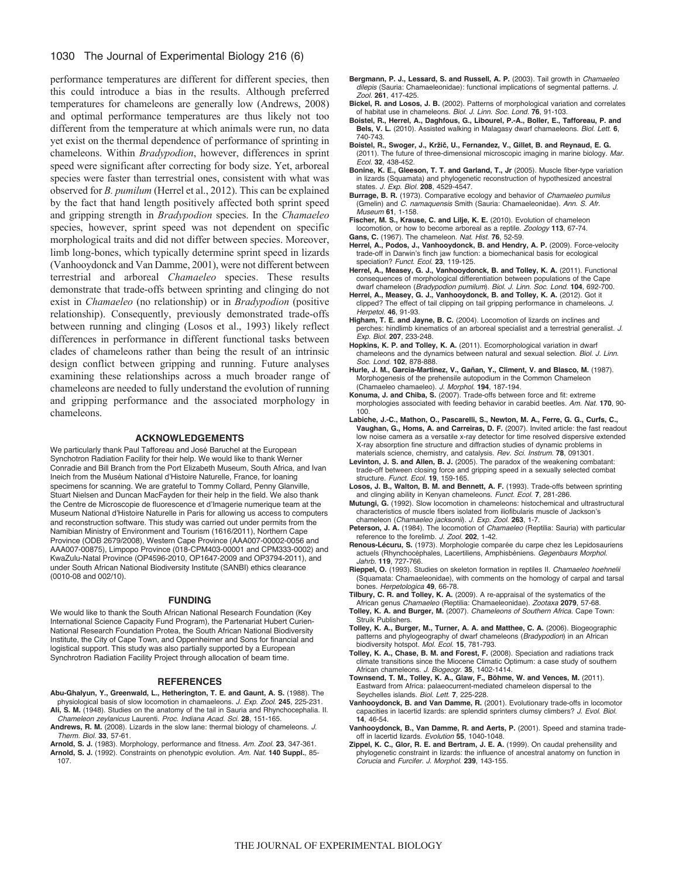performance temperatures are different for different species, then this could introduce a bias in the results. Although preferred temperatures for chameleons are generally low (Andrews, 2008) and optimal performance temperatures are thus likely not too different from the temperature at which animals were run, no data yet exist on the thermal dependence of performance of sprinting in chameleons. Within *Bradypodion*, however, differences in sprint speed were significant after correcting for body size. Yet, arboreal species were faster than terrestrial ones, consistent with what was observed for *B. pumilum* (Herrel et al., 2012). This can be explained by the fact that hand length positively affected both sprint speed and gripping strength in *Bradypodion* species. In the *Chamaeleo* species, however, sprint speed was not dependent on specific morphological traits and did not differ between species. Moreover, limb long-bones, which typically determine sprint speed in lizards (Vanhooydonck and Van Damme, 2001), were not different between terrestrial and arboreal *Chamaeleo* species. These results demonstrate that trade-offs between sprinting and clinging do not exist in *Chamaeleo* (no relationship) or in *Bradypodion* (positive relationship). Consequently, previously demonstrated trade-offs between running and clinging (Losos et al., 1993) likely reflect differences in performance in different functional tasks between clades of chameleons rather than being the result of an intrinsic design conflict between gripping and running. Future analyses examining these relationships across a much broader range of chameleons are needed to fully understand the evolution of running and gripping performance and the associated morphology in chameleons.

## ACKNOWLEDGEMENTS

We particularly thank Paul Tafforeau and José Baruchel at the European Synchotron Radiation Facility for their help. We would like to thank Werner Conradie and Bill Branch from the Port Elizabeth Museum, South Africa, and Ivan Ineich from the Muséum National d'Histoire Naturelle, France, for loaning specimens for scanning. We are grateful to Tommy Collard, Penny Glanville, Stuart Nielsen and Duncan MacFayden for their help in the field. We also thank the Centre de Microscopie de fluorescence et d'Imagerie numerique team at the Museum National d'Histoire Naturelle in Paris for allowing us access to computers and reconstruction software. This study was carried out under permits from the Namibian Ministry of Environment and Tourism (1616/2011), Northern Cape Province (ODB 2679/2008), Western Cape Province (AAA007-00002-0056 and AAA007-00875), Limpopo Province (018-CPM403-00001 and CPM333-0002) and KwaZulu-Natal Province (OP4596-2010, OP1647-2009 and OP3794-2011), and under South African National Biodiversity Institute (SANBI) ethics clearance (0010-08 and 002/10).

## FUNDING

We would like to thank the South African National Research Foundation (Key International Science Capacity Fund Program), the Partenariat Hubert Curien-National Research Foundation Protea, the South African National Biodiversity Institute, the City of Cape Town, and Oppenheimer and Sons for financial and logistical support. This study was also partially supported by a European Synchrotron Radiation Facility Project through allocation of beam time.

## REFERENCES

**Abu-Ghalyun, Y., Greenwald, L., Hetherington, T. E. and Gaunt, A. S.** (1988). The physiological basis of slow locomotion in chamaeleons. *J. Exp. Zool.* **245**, 225-231.

**Ali, S. M.** (1948). Studies on the anatomy of the tail in Sauria and Rhynchocephalia. II. *Chameleon zeylanicus* Laurenti. *Proc. Indiana Acad. Sci.* **28**, 151-165.

**Andrews, R. M.** (2008). Lizards in the slow lane: thermal biology of chameleons. *J. Therm. Biol.* **33**, 57-61.

**Arnold, S. J.** (1983). Morphology, performance and fitness. *Am. Zool.* **23**, 347-361.

**Arnold, S. J.** (1992). Constraints on phenotypic evolution. *Am. Nat.* **140 Suppl.**, 85-107.

**Bergmann, P. J., Lessard, S. and Russell, A. P.** (2003). Tail growth in *Chamaeleo dilepis* (Sauria: Chamaeleonidae): functional implications of segmental patterns. *J. Zool.* **261**, 417-425.

**Bickel, R. and Losos, J. B.** (2002). Patterns of morphological variation and correlates of habitat use in chameleons. *Biol. J. Linn. Soc. Lond.* **76**, 91-103.

**Boistel, R., Herrel, A., Daghfous, G., Libourel, P.-A., Boller, E., Tafforeau, P. and Bels, V. L.** (2010). Assisted walking in Malagasy dwarf chamaeleons. *Biol. Lett.* **6**, 740-743.

**Boistel, R., Swoger, J., Kržič, U., Fernandez, V., Gillet, B. and Reynaud, E. G.** (2011). The future of three-dimensional microscopic imaging in marine biology. *Mar. Ecol.* **32**, 438-452.

**Bonine, K. E., Gleeson, T. T. and Garland, T., Jr** (2005). Muscle fiber-type variation in lizards (Squamata) and phylogenetic reconstruction of hypothesized ancestral states. *J. Exp. Biol.* **208**, 4529-4547.

**Burrage, B. R.** (1973). Comparative ecology and behavior of *Chamaeleo pumilus* (Gmelin) and *C. namaquensis* Smith (Sauria: Chamaeleonidae). *Ann. S. Afr. Museum* **61**, 1-158.

**Fischer, M. S., Krause, C. and Lilje, K. E.** (2010). Evolution of chameleon locomotion, or how to become arboreal as a reptile. *Zoology* **113**, 67-74.

**Gans, C.** (1967). The chameleon. *Nat. Hist.* **76**, 52-59.

**Herrel, A., Podos, J., Vanhooydonck, B. and Hendry, A. P.** (2009). Force-velocity trade-off in Darwin's finch jaw function: a biomechanical basis for ecological speciation? *Funct. Ecol.* **23**, 119-125.

**Herrel, A., Measey, G. J., Vanhooydonck, B. and Tolley, K. A.** (2011). Functional consequences of morphological differentiation between populations of the Cape dwarf chameleon (*Bradypodion pumilum*). *Biol. J. Linn. Soc. Lond.* **104**, 692-700.

**Herrel, A., Measey, G. J., Vanhooydonck, B. and Tolley, K. A.** (2012). Got it clipped? The effect of tail clipping on tail gripping performance in chameleons. *J. Herpetol.* **46**, 91-93.

**Higham, T. E. and Jayne, B. C.** (2004). Locomotion of lizards on inclines and perches: hindlimb kinematics of an arboreal specialist and a terrestrial generalist. *J. Exp. Biol.* **207**, 233-248.

**Hopkins, K. P. and Tolley, K. A.** (2011). Ecomorphological variation in dwarf chameleons and the dynamics between natural and sexual selection. *Biol. J. Linn. Soc. Lond.* **102**, 878-888.

**Hurle, J. M., Garcia-Martinez, V., Gañan, Y., Climent, V. and Blasco, M.** (1987). Morphogenesis of the prehensile autopodium in the Common Chameleon (Chamaeleo chamaeleo). *J. Morphol.* **194**, 187-194.

**Konuma, J. and Chiba, S.** (2007). Trade-offs between force and fit: extreme morphologies associated with feeding behavior in carabid beetles. *Am. Nat.* **170**, 90-100.

**Labiche, J.-C., Mathon, O., Pascarelli, S., Newton, M. A., Ferre, G. G., Curfs, C., Vaughan, G., Homs, A. and Carreiras, D. F.** (2007). Invited article: the fast readout low noise camera as a versatile x-ray detector for time resolved dispersive extended X-ray absorption fine structure and diffraction studies of dynamic problems in materials science, chemistry, and catalysis. *Rev. Sci. Instrum.* **78**, 091301.

**Levinton, J. S. and Allen, B. J.** (2005). The paradox of the weakening combatant: trade-off between closing force and gripping speed in a sexually selected combat structure. *Funct. Ecol.* **19**, 159-165.

**Losos, J. B., Walton, B. M. and Bennett, A. F.** (1993). Trade-offs between sprinting and clinging ability in Kenyan chameleons. *Funct. Ecol.* **7**, 281-286.

**Mutungi, G.** (1992). Slow locomotion in chameleons: histochemical and ultrastructural characteristics of muscle fibers isolated from iliofibularis muscle of Jackson's chameleon (*Chamaeleo jacksonii*). *J. Exp. Zool.* **263**, 1-7.

**Peterson, J. A.** (1984). The locomotion of *Chamaeleo* (Reptilia: Sauria) with particular reference to the forelimb. *J. Zool.* **202**, 1-42.

**Renous-Lécuru, S.** (1973). Morphologie comparée du carpe chez les Lepidosauriens actuels (Rhynchocéphales, Lacertiliens, Amphisbéniens. *Gegenbaurs Morphol. Jahrb.* **119**, 727-766.

**Rieppel, O.** (1993). Studies on skeleton formation in reptiles II. *Chamaeleo hoehnelii* (Squamata: Chamaeleonidae), with comments on the homology of carpal and tarsal bones. *Herpetologica* **49**, 66-78.

**Tilbury, C. R. and Tolley, K. A.** (2009). A re-appraisal of the systematics of the African genus *Chamaeleo* (Reptilia: Chamaeleonidae). *Zootaxa* **2079**, 57-68.

**Tolley, K. A. and Burger, M.** (2007). *Chameleons of Southern Africa.* Cape Town: Struik Publishers.

**Tolley, K. A., Burger, M., Turner, A. A. and Matthee, C. A.** (2006). Biogeographic patterns and phylogeography of dwarf chameleons (*Bradypodion*) in an African biodiversity hotspot. *Mol. Ecol.* **15**, 781-793.

**Tolley, K. A., Chase, B. M. and Forest, F.** (2008). Speciation and radiations track climate transitions since the Miocene Climatic Optimum: a case study of southern African chameleons. *J. Biogeogr.* **35**, 1402-1414.

**Townsend, T. M., Tolley, K. A., Glaw, F., Böhme, W. and Vences, M.** (2011). Eastward from Africa: palaeocurrent-mediated chameleon dispersal to the Seychelles islands. *Biol. Lett.* **7**, 225-228.

**Vanhooydonck, B. and Van Damme, R.** (2001). Evolutionary trade-offs in locomotor capacities in lacertid lizards: are splendid sprinters clumsy climbers? *J. Evol. Biol.* **14**, 46-54.

**Vanhooydonck, B., Van Damme, R. and Aerts, P.** (2001). Speed and stamina trade-off in lacertid lizards. *Evolution* **55**, 1040-1048.

**Zippel, K. C., Glor, R. E. and Bertram, J. E. A.** (1999). On caudal prehensility and phylogenetic constraint in lizards: the influence of ancestral anatomy on function in *Corucia* and *Furcifer*. *J. Morphol.* **239**, 143-155.